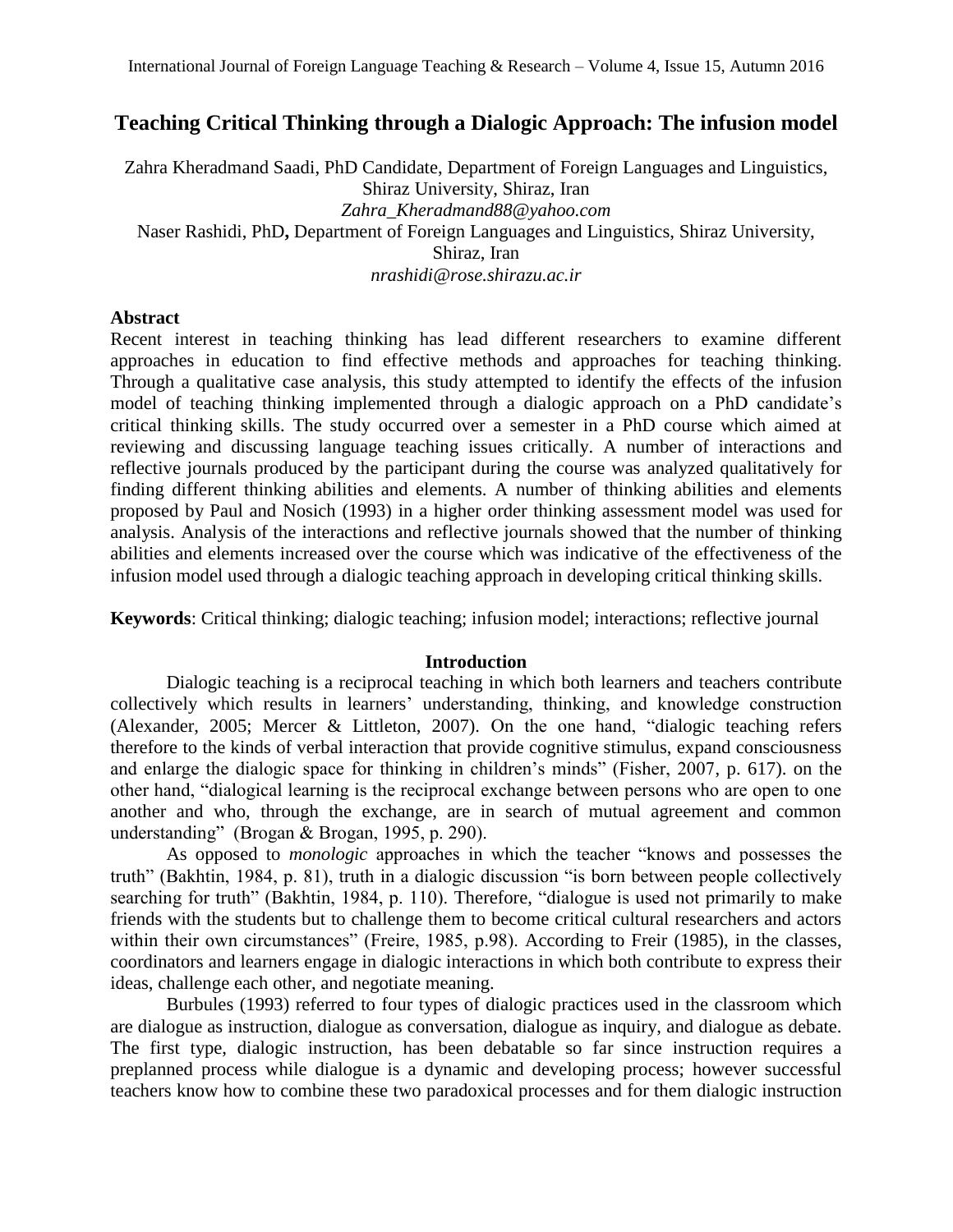# Teaching Critical Thinking through a Dialogic Approach: The infusion model

Zahra Kheradmand Saadi, PhD Candidate, Department of Foreign Languages and Linguistics, Shiraz University, Shiraz, Iran
*Zahra_Kheradmand88@yahoo.com*
Naser Rashidi, PhD**,** Department of Foreign Languages and Linguistics, Shiraz University, Shiraz, Iran
*nrashidi@rose.shirazu.ac.ir*

## Abstract

Recent interest in teaching thinking has lead different researchers to examine different approaches in education to find effective methods and approaches for teaching thinking. Through a qualitative case analysis, this study attempted to identify the effects of the infusion model of teaching thinking implemented through a dialogic approach on a PhD candidate's critical thinking skills. The study occurred over a semester in a PhD course which aimed at reviewing and discussing language teaching issues critically. A number of interactions and reflective journals produced by the participant during the course was analyzed qualitatively for finding different thinking abilities and elements. A number of thinking abilities and elements proposed by Paul and Nosich (1993) in a higher order thinking assessment model was used for analysis. Analysis of the interactions and reflective journals showed that the number of thinking abilities and elements increased over the course which was indicative of the effectiveness of the infusion model used through a dialogic teaching approach in developing critical thinking skills.

**Keywords**: Critical thinking; dialogic teaching; infusion model; interactions; reflective journal

## Introduction

Dialogic teaching is a reciprocal teaching in which both learners and teachers contribute collectively which results in learners' understanding, thinking, and knowledge construction (Alexander, 2005; Mercer & Littleton, 2007). On the one hand, "dialogic teaching refers therefore to the kinds of verbal interaction that provide cognitive stimulus, expand consciousness and enlarge the dialogic space for thinking in children's minds" (Fisher, 2007, p. 617). on the other hand, "dialogical learning is the reciprocal exchange between persons who are open to one another and who, through the exchange, are in search of mutual agreement and common understanding" (Brogan & Brogan, 1995, p. 290).

As opposed to *monologic* approaches in which the teacher "knows and possesses the truth" (Bakhtin, 1984, p. 81), truth in a dialogic discussion "is born between people collectively searching for truth" (Bakhtin, 1984, p. 110). Therefore, "dialogue is used not primarily to make friends with the students but to challenge them to become critical cultural researchers and actors within their own circumstances" (Freire, 1985, p.98). According to Freir (1985), in the classes, coordinators and learners engage in dialogic interactions in which both contribute to express their ideas, challenge each other, and negotiate meaning.

Burbules (1993) referred to four types of dialogic practices used in the classroom which are dialogue as instruction, dialogue as conversation, dialogue as inquiry, and dialogue as debate. The first type, dialogic instruction, has been debatable so far since instruction requires a preplanned process while dialogue is a dynamic and developing process; however successful teachers know how to combine these two paradoxical processes and for them dialogic instruction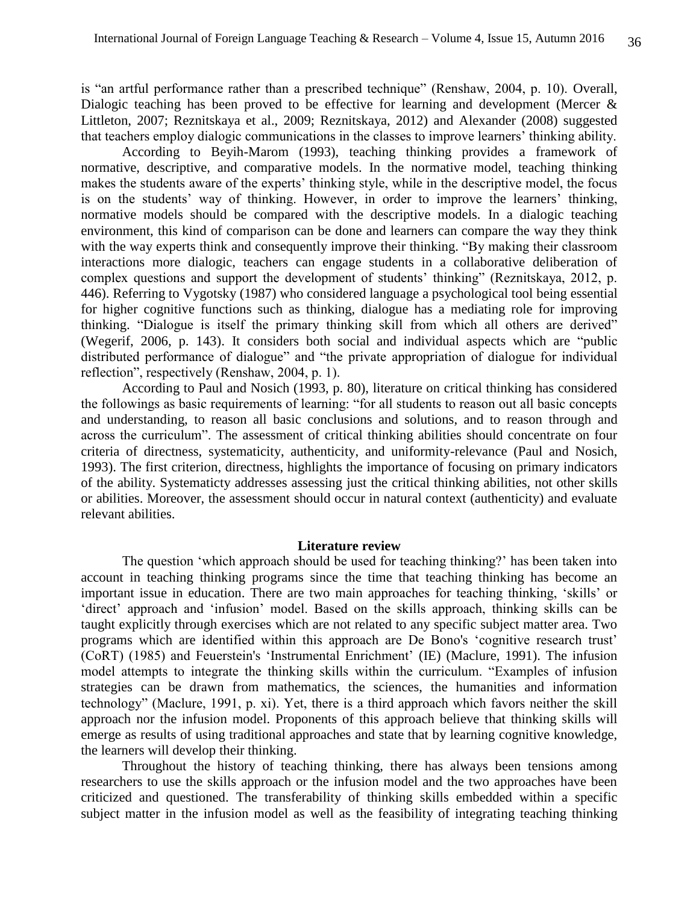is "an artful performance rather than a prescribed technique" (Renshaw, 2004, p. 10). Overall, Dialogic teaching has been proved to be effective for learning and development (Mercer & Littleton, 2007; Reznitskaya et al., 2009; Reznitskaya, 2012) and Alexander (2008) suggested that teachers employ dialogic communications in the classes to improve learners' thinking ability.

According to Beyih-Marom (1993), teaching thinking provides a framework of normative, descriptive, and comparative models. In the normative model, teaching thinking makes the students aware of the experts' thinking style, while in the descriptive model, the focus is on the students' way of thinking. However, in order to improve the learners' thinking, normative models should be compared with the descriptive models. In a dialogic teaching environment, this kind of comparison can be done and learners can compare the way they think with the way experts think and consequently improve their thinking. "By making their classroom interactions more dialogic, teachers can engage students in a collaborative deliberation of complex questions and support the development of students' thinking" (Reznitskaya, 2012, p. 446). Referring to Vygotsky (1987) who considered language a psychological tool being essential for higher cognitive functions such as thinking, dialogue has a mediating role for improving thinking. "Dialogue is itself the primary thinking skill from which all others are derived" (Wegerif, 2006, p. 143). It considers both social and individual aspects which are "public distributed performance of dialogue" and "the private appropriation of dialogue for individual reflection", respectively (Renshaw, 2004, p. 1).

According to Paul and Nosich (1993, p. 80), literature on critical thinking has considered the followings as basic requirements of learning: "for all students to reason out all basic concepts and understanding, to reason all basic conclusions and solutions, and to reason through and across the curriculum". The assessment of critical thinking abilities should concentrate on four criteria of directness, systematicity, authenticity, and uniformity-relevance (Paul and Nosich, 1993). The first criterion, directness, highlights the importance of focusing on primary indicators of the ability. Systematicty addresses assessing just the critical thinking abilities, not other skills or abilities. Moreover, the assessment should occur in natural context (authenticity) and evaluate relevant abilities.

## Literature review

The question 'which approach should be used for teaching thinking?' has been taken into account in teaching thinking programs since the time that teaching thinking has become an important issue in education. There are two main approaches for teaching thinking, 'skills' or 'direct' approach and 'infusion' model. Based on the skills approach, thinking skills can be taught explicitly through exercises which are not related to any specific subject matter area. Two programs which are identified within this approach are De Bono's 'cognitive research trust' (CoRT) (1985) and Feuerstein's 'Instrumental Enrichment' (IE) (Maclure, 1991). The infusion model attempts to integrate the thinking skills within the curriculum. "Examples of infusion strategies can be drawn from mathematics, the sciences, the humanities and information technology" (Maclure, 1991, p. xi). Yet, there is a third approach which favors neither the skill approach nor the infusion model. Proponents of this approach believe that thinking skills will emerge as results of using traditional approaches and state that by learning cognitive knowledge, the learners will develop their thinking.

Throughout the history of teaching thinking, there has always been tensions among researchers to use the skills approach or the infusion model and the two approaches have been criticized and questioned. The transferability of thinking skills embedded within a specific subject matter in the infusion model as well as the feasibility of integrating teaching thinking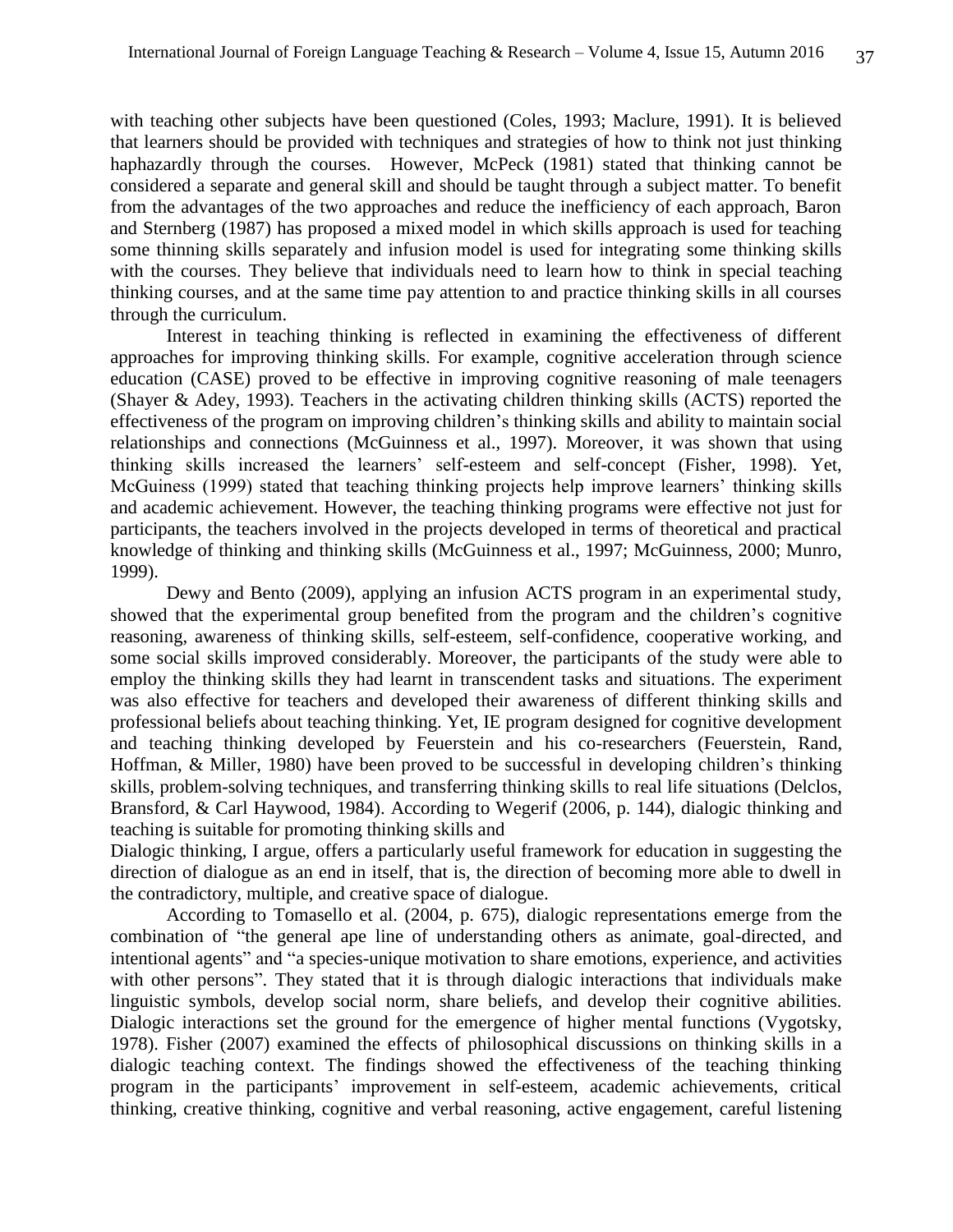with teaching other subjects have been questioned (Coles, 1993; Maclure, 1991). It is believed that learners should be provided with techniques and strategies of how to think not just thinking haphazardly through the courses. However, McPeck (1981) stated that thinking cannot be considered a separate and general skill and should be taught through a subject matter. To benefit from the advantages of the two approaches and reduce the inefficiency of each approach, Baron and Sternberg (1987) has proposed a mixed model in which skills approach is used for teaching some thinning skills separately and infusion model is used for integrating some thinking skills with the courses. They believe that individuals need to learn how to think in special teaching thinking courses, and at the same time pay attention to and practice thinking skills in all courses through the curriculum.

Interest in teaching thinking is reflected in examining the effectiveness of different approaches for improving thinking skills. For example, cognitive acceleration through science education (CASE) proved to be effective in improving cognitive reasoning of male teenagers (Shayer & Adey, 1993). Teachers in the activating children thinking skills (ACTS) reported the effectiveness of the program on improving children's thinking skills and ability to maintain social relationships and connections (McGuinness et al., 1997). Moreover, it was shown that using thinking skills increased the learners' self-esteem and self-concept (Fisher, 1998). Yet, McGuiness (1999) stated that teaching thinking projects help improve learners' thinking skills and academic achievement. However, the teaching thinking programs were effective not just for participants, the teachers involved in the projects developed in terms of theoretical and practical knowledge of thinking and thinking skills (McGuinness et al., 1997; McGuinness, 2000; Munro, 1999).

Dewy and Bento (2009), applying an infusion ACTS program in an experimental study, showed that the experimental group benefited from the program and the children's cognitive reasoning, awareness of thinking skills, self-esteem, self-confidence, cooperative working, and some social skills improved considerably. Moreover, the participants of the study were able to employ the thinking skills they had learnt in transcendent tasks and situations. The experiment was also effective for teachers and developed their awareness of different thinking skills and professional beliefs about teaching thinking. Yet, IE program designed for cognitive development and teaching thinking developed by Feuerstein and his co-researchers (Feuerstein, Rand, Hoffman, & Miller, 1980) have been proved to be successful in developing children's thinking skills, problem-solving techniques, and transferring thinking skills to real life situations (Delclos, Bransford, & Carl Haywood, 1984). According to Wegerif (2006, p. 144), dialogic thinking and teaching is suitable for promoting thinking skills and

Dialogic thinking, I argue, offers a particularly useful framework for education in suggesting the direction of dialogue as an end in itself, that is, the direction of becoming more able to dwell in the contradictory, multiple, and creative space of dialogue.

According to Tomasello et al. (2004, p. 675), dialogic representations emerge from the combination of "the general ape line of understanding others as animate, goal-directed, and intentional agents" and "a species-unique motivation to share emotions, experience, and activities with other persons". They stated that it is through dialogic interactions that individuals make linguistic symbols, develop social norm, share beliefs, and develop their cognitive abilities. Dialogic interactions set the ground for the emergence of higher mental functions (Vygotsky, 1978). Fisher (2007) examined the effects of philosophical discussions on thinking skills in a dialogic teaching context. The findings showed the effectiveness of the teaching thinking program in the participants' improvement in self-esteem, academic achievements, critical thinking, creative thinking, cognitive and verbal reasoning, active engagement, careful listening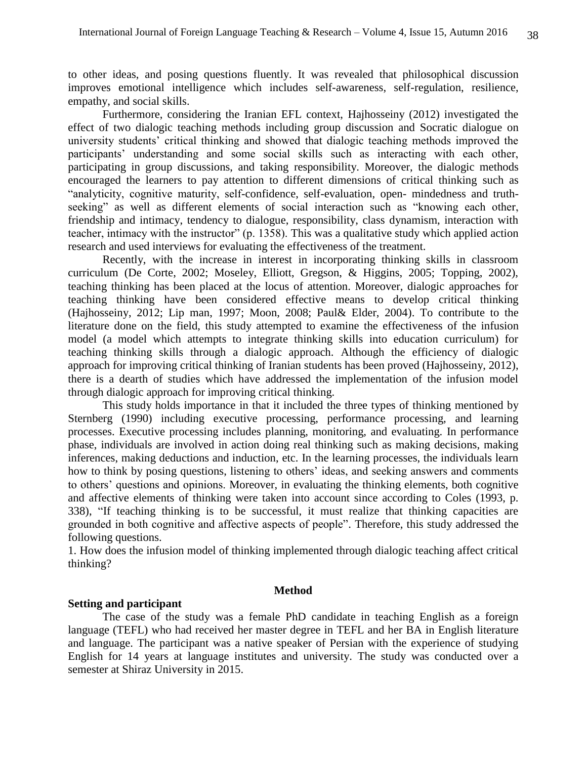to other ideas, and posing questions fluently. It was revealed that philosophical discussion improves emotional intelligence which includes self-awareness, self-regulation, resilience, empathy, and social skills.

Furthermore, considering the Iranian EFL context, Hajhosseiny (2012) investigated the effect of two dialogic teaching methods including group discussion and Socratic dialogue on university students' critical thinking and showed that dialogic teaching methods improved the participants' understanding and some social skills such as interacting with each other, participating in group discussions, and taking responsibility. Moreover, the dialogic methods encouraged the learners to pay attention to different dimensions of critical thinking such as "analyticity, cognitive maturity, self-confidence, self-evaluation, open- mindedness and truth-seeking" as well as different elements of social interaction such as "knowing each other, friendship and intimacy, tendency to dialogue, responsibility, class dynamism, interaction with teacher, intimacy with the instructor" (p. 1358). This was a qualitative study which applied action research and used interviews for evaluating the effectiveness of the treatment.

Recently, with the increase in interest in incorporating thinking skills in classroom curriculum (De Corte, 2002; Moseley, Elliott, Gregson, & Higgins, 2005; Topping, 2002), teaching thinking has been placed at the locus of attention. Moreover, dialogic approaches for teaching thinking have been considered effective means to develop critical thinking (Hajhosseiny, 2012; Lip man, 1997; Moon, 2008; Paul& Elder, 2004). To contribute to the literature done on the field, this study attempted to examine the effectiveness of the infusion model (a model which attempts to integrate thinking skills into education curriculum) for teaching thinking skills through a dialogic approach. Although the efficiency of dialogic approach for improving critical thinking of Iranian students has been proved (Hajhosseiny, 2012), there is a dearth of studies which have addressed the implementation of the infusion model through dialogic approach for improving critical thinking.

This study holds importance in that it included the three types of thinking mentioned by Sternberg (1990) including executive processing, performance processing, and learning processes. Executive processing includes planning, monitoring, and evaluating. In performance phase, individuals are involved in action doing real thinking such as making decisions, making inferences, making deductions and induction, etc. In the learning processes, the individuals learn how to think by posing questions, listening to others' ideas, and seeking answers and comments to others' questions and opinions. Moreover, in evaluating the thinking elements, both cognitive and affective elements of thinking were taken into account since according to Coles (1993, p. 338), "If teaching thinking is to be successful, it must realize that thinking capacities are grounded in both cognitive and affective aspects of people". Therefore, this study addressed the following questions.

1. How does the infusion model of thinking implemented through dialogic teaching affect critical thinking?

## Method

**Setting and participant**

The case of the study was a female PhD candidate in teaching English as a foreign language (TEFL) who had received her master degree in TEFL and her BA in English literature and language. The participant was a native speaker of Persian with the experience of studying English for 14 years at language institutes and university. The study was conducted over a semester at Shiraz University in 2015.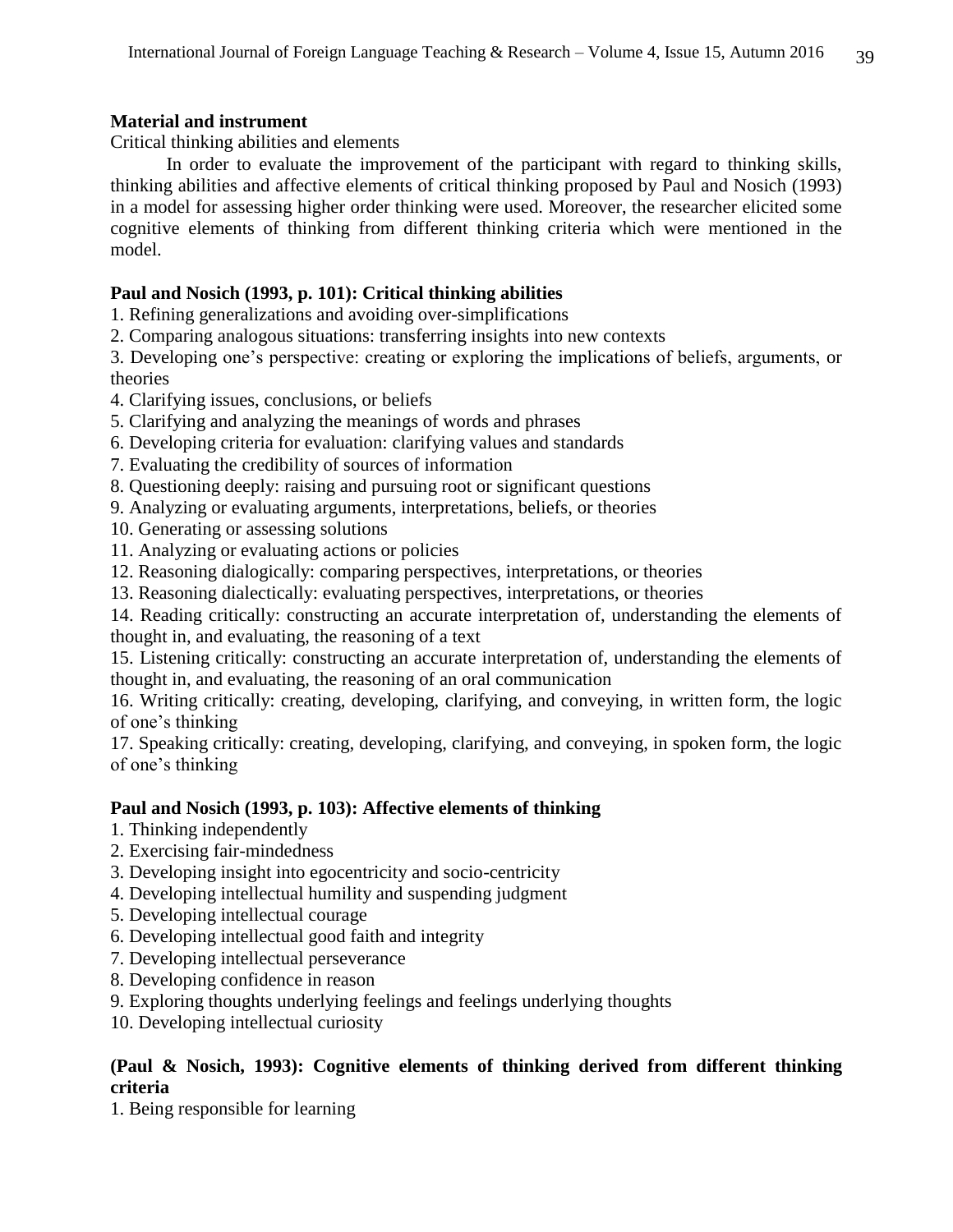**Material and instrument**

Critical thinking abilities and elements

In order to evaluate the improvement of the participant with regard to thinking skills, thinking abilities and affective elements of critical thinking proposed by Paul and Nosich (1993) in a model for assessing higher order thinking were used. Moreover, the researcher elicited some cognitive elements of thinking from different thinking criteria which were mentioned in the model.

**Paul and Nosich (1993, p. 101): Critical thinking abilities**

1. Refining generalizations and avoiding over-simplifications
2. Comparing analogous situations: transferring insights into new contexts
3. Developing one's perspective: creating or exploring the implications of beliefs, arguments, or theories
4. Clarifying issues, conclusions, or beliefs
5. Clarifying and analyzing the meanings of words and phrases
6. Developing criteria for evaluation: clarifying values and standards
7. Evaluating the credibility of sources of information
8. Questioning deeply: raising and pursuing root or significant questions
9. Analyzing or evaluating arguments, interpretations, beliefs, or theories
10. Generating or assessing solutions
11. Analyzing or evaluating actions or policies
12. Reasoning dialogically: comparing perspectives, interpretations, or theories
13. Reasoning dialectically: evaluating perspectives, interpretations, or theories
14. Reading critically: constructing an accurate interpretation of, understanding the elements of thought in, and evaluating, the reasoning of a text
15. Listening critically: constructing an accurate interpretation of, understanding the elements of thought in, and evaluating, the reasoning of an oral communication
16. Writing critically: creating, developing, clarifying, and conveying, in written form, the logic of one's thinking
17. Speaking critically: creating, developing, clarifying, and conveying, in spoken form, the logic of one's thinking

**Paul and Nosich (1993, p. 103): Affective elements of thinking**

1. Thinking independently
2. Exercising fair-mindedness
3. Developing insight into egocentricity and socio-centricity
4. Developing intellectual humility and suspending judgment
5. Developing intellectual courage
6. Developing intellectual good faith and integrity
7. Developing intellectual perseverance
8. Developing confidence in reason
9. Exploring thoughts underlying feelings and feelings underlying thoughts
10. Developing intellectual curiosity

**(Paul & Nosich, 1993): Cognitive elements of thinking derived from different thinking criteria**

1. Being responsible for learning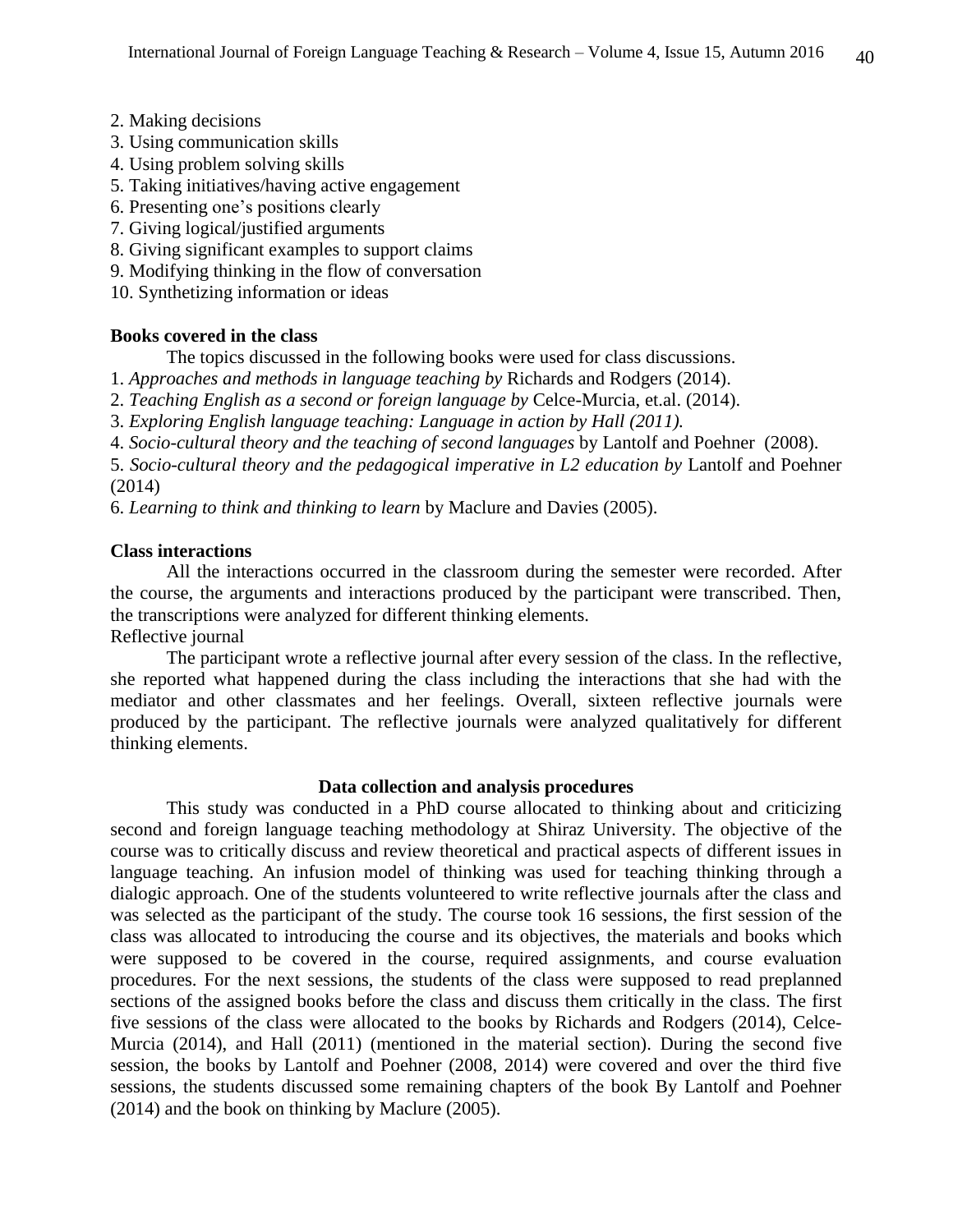2. Making decisions
3. Using communication skills
4. Using problem solving skills
5. Taking initiatives/having active engagement
6. Presenting one's positions clearly
7. Giving logical/justified arguments
8. Giving significant examples to support claims
9. Modifying thinking in the flow of conversation
10. Synthetizing information or ideas

**Books covered in the class**

The topics discussed in the following books were used for class discussions.

1. *Approaches and methods in language teaching by* Richards and Rodgers (2014).
2. *Teaching English as a second or foreign language by* Celce-Murcia, et.al. (2014).
3. *Exploring English language teaching: Language in action by Hall (2011).*
4. *Socio-cultural theory and the teaching of second languages* by Lantolf and Poehner (2008).
5. *Socio-cultural theory and the pedagogical imperative in L2 education by* Lantolf and Poehner (2014)
6. *Learning to think and thinking to learn* by Maclure and Davies (2005).

**Class interactions**

All the interactions occurred in the classroom during the semester were recorded. After the course, the arguments and interactions produced by the participant were transcribed. Then, the transcriptions were analyzed for different thinking elements.

Reflective journal

The participant wrote a reflective journal after every session of the class. In the reflective, she reported what happened during the class including the interactions that she had with the mediator and other classmates and her feelings. Overall, sixteen reflective journals were produced by the participant. The reflective journals were analyzed qualitatively for different thinking elements.

**Data collection and analysis procedures**

This study was conducted in a PhD course allocated to thinking about and criticizing second and foreign language teaching methodology at Shiraz University. The objective of the course was to critically discuss and review theoretical and practical aspects of different issues in language teaching. An infusion model of thinking was used for teaching thinking through a dialogic approach. One of the students volunteered to write reflective journals after the class and was selected as the participant of the study. The course took 16 sessions, the first session of the class was allocated to introducing the course and its objectives, the materials and books which were supposed to be covered in the course, required assignments, and course evaluation procedures. For the next sessions, the students of the class were supposed to read preplanned sections of the assigned books before the class and discuss them critically in the class. The first five sessions of the class were allocated to the books by Richards and Rodgers (2014), Celce-Murcia (2014), and Hall (2011) (mentioned in the material section). During the second five session, the books by Lantolf and Poehner (2008, 2014) were covered and over the third five sessions, the students discussed some remaining chapters of the book By Lantolf and Poehner (2014) and the book on thinking by Maclure (2005).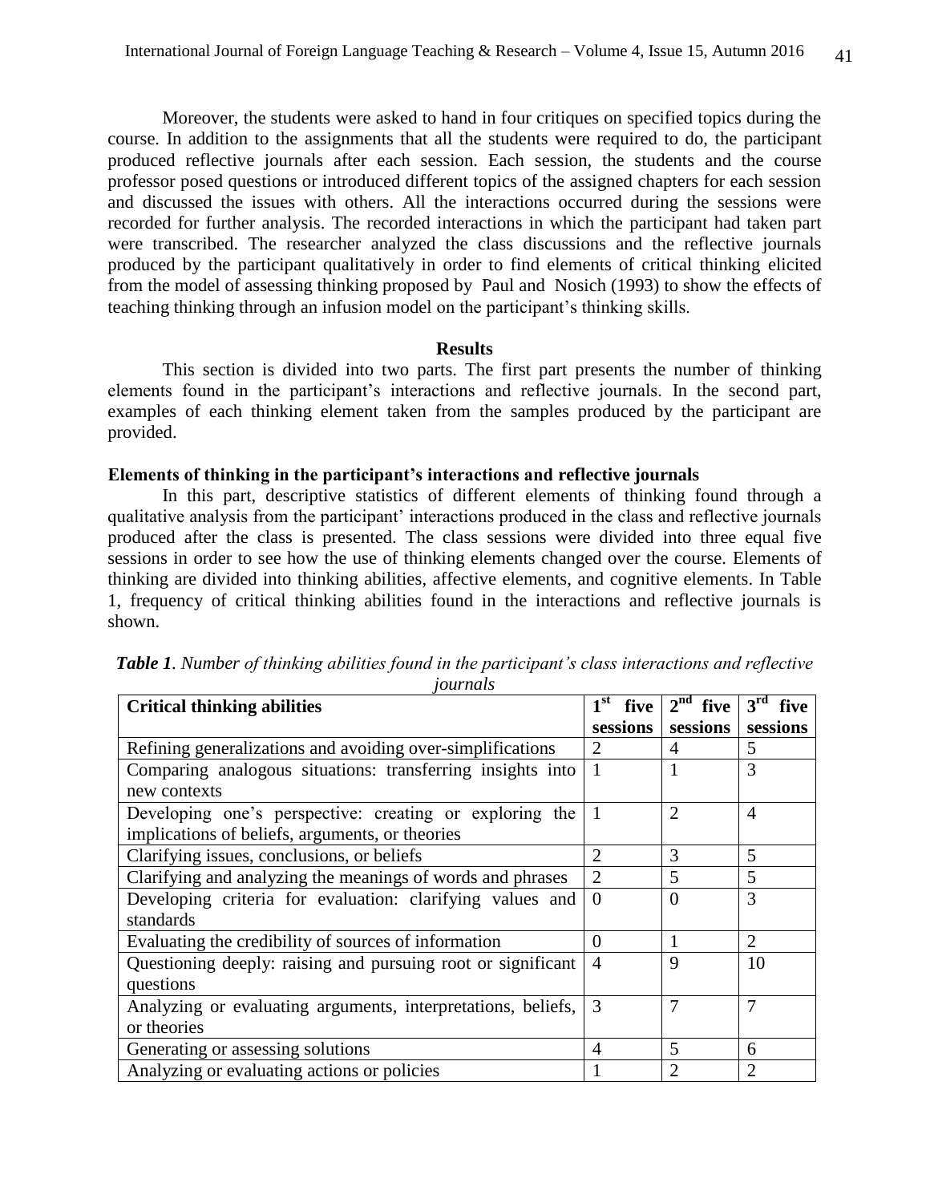Moreover, the students were asked to hand in four critiques on specified topics during the course. In addition to the assignments that all the students were required to do, the participant produced reflective journals after each session. Each session, the students and the course professor posed questions or introduced different topics of the assigned chapters for each session and discussed the issues with others. All the interactions occurred during the sessions were recorded for further analysis. The recorded interactions in which the participant had taken part were transcribed. The researcher analyzed the class discussions and the reflective journals produced by the participant qualitatively in order to find elements of critical thinking elicited from the model of assessing thinking proposed by Paul and Nosich (1993) to show the effects of teaching thinking through an infusion model on the participant's thinking skills.

## Results

This section is divided into two parts. The first part presents the number of thinking elements found in the participant's interactions and reflective journals. In the second part, examples of each thinking element taken from the samples produced by the participant are provided.

### Elements of thinking in the participant's interactions and reflective journals

In this part, descriptive statistics of different elements of thinking found through a qualitative analysis from the participant' interactions produced in the class and reflective journals produced after the class is presented. The class sessions were divided into three equal five sessions in order to see how the use of thinking elements changed over the course. Elements of thinking are divided into thinking abilities, affective elements, and cognitive elements. In Table 1, frequency of critical thinking abilities found in the interactions and reflective journals is shown.

***Table 1***. *Number of thinking abilities found in the participant's class interactions and reflective journals*

| Critical thinking abilities | 1st five sessions | 2nd five sessions | 3rd five sessions |
|---|---|---|---|
| Refining generalizations and avoiding over-simplifications | 2 | 4 | 5 |
| Comparing analogous situations: transferring insights into new contexts | 1 | 1 | 3 |
| Developing one's perspective: creating or exploring the implications of beliefs, arguments, or theories | 1 | 2 | 4 |
| Clarifying issues, conclusions, or beliefs | 2 | 3 | 5 |
| Clarifying and analyzing the meanings of words and phrases | 2 | 5 | 5 |
| Developing criteria for evaluation: clarifying values and standards | 0 | 0 | 3 |
| Evaluating the credibility of sources of information | 0 | 1 | 2 |
| Questioning deeply: raising and pursuing root or significant questions | 4 | 9 | 10 |
| Analyzing or evaluating arguments, interpretations, beliefs, or theories | 3 | 7 | 7 |
| Generating or assessing solutions | 4 | 5 | 6 |
| Analyzing or evaluating actions or policies | 1 | 2 | 2 |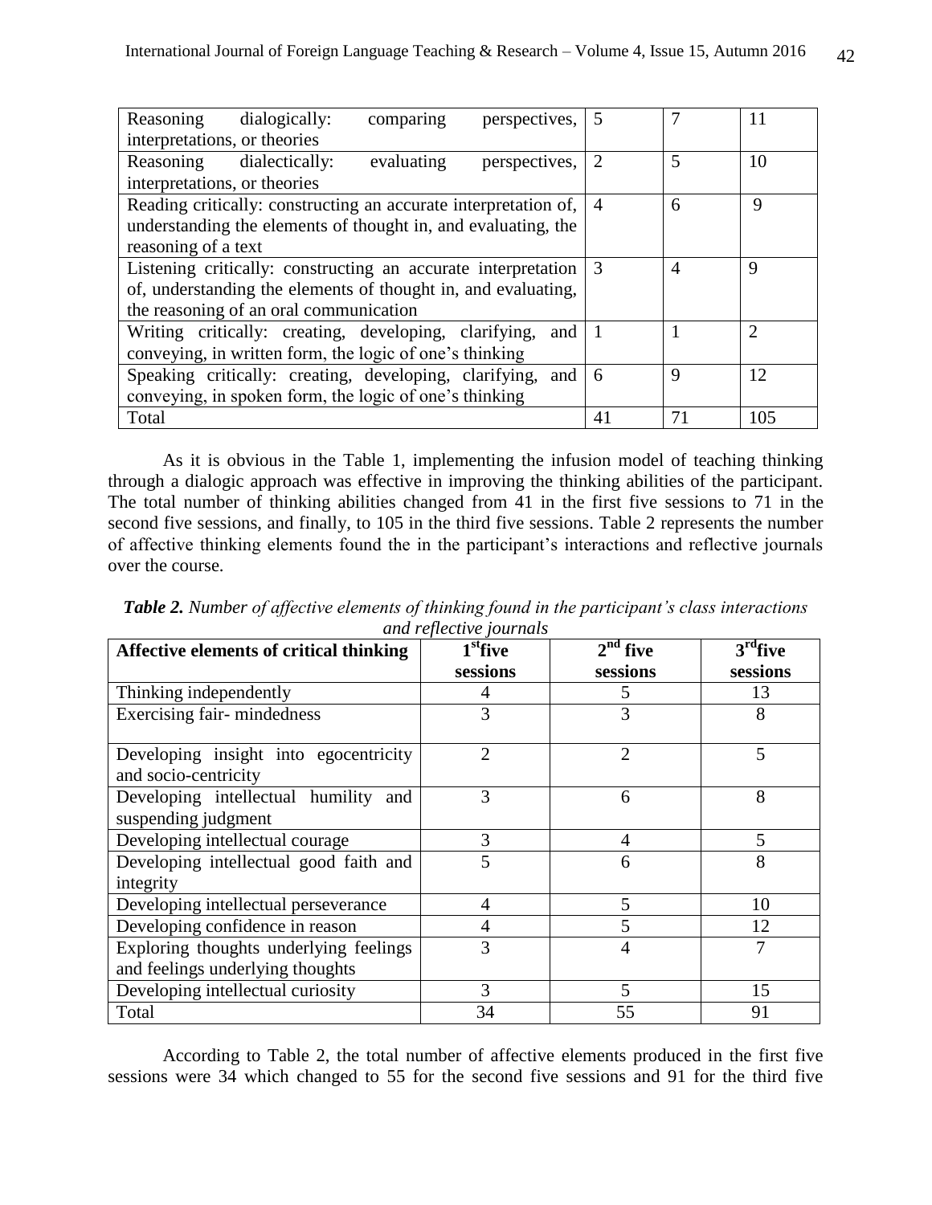| | | | |
|---|---|---|---|
| Reasoning dialogically: comparing perspectives, interpretations, or theories | 5 | 7 | 11 |
| Reasoning dialectically: evaluating perspectives, interpretations, or theories | 2 | 5 | 10 |
| Reading critically: constructing an accurate interpretation of, understanding the elements of thought in, and evaluating, the reasoning of a text | 4 | 6 | 9 |
| Listening critically: constructing an accurate interpretation of, understanding the elements of thought in, and evaluating, the reasoning of an oral communication | 3 | 4 | 9 |
| Writing critically: creating, developing, clarifying, and conveying, in written form, the logic of one's thinking | 1 | 1 | 2 |
| Speaking critically: creating, developing, clarifying, and conveying, in spoken form, the logic of one's thinking | 6 | 9 | 12 |
| Total | 41 | 71 | 105 |

As it is obvious in the Table 1, implementing the infusion model of teaching thinking through a dialogic approach was effective in improving the thinking abilities of the participant. The total number of thinking abilities changed from 41 in the first five sessions to 71 in the second five sessions, and finally, to 105 in the third five sessions. Table 2 represents the number of affective thinking elements found the in the participant's interactions and reflective journals over the course.

***Table 2.*** *Number of affective elements of thinking found in the participant's class interactions and reflective journals*

| **Affective elements of critical thinking** | **1st five sessions** | **2nd five sessions** | **3rd five sessions** |
|---|---|---|---|
| Thinking independently | 4 | 5 | 13 |
| Exercising fair- mindedness | 3 | 3 | 8 |
| Developing insight into egocentricity and socio-centricity | 2 | 2 | 5 |
| Developing intellectual humility and suspending judgment | 3 | 6 | 8 |
| Developing intellectual courage | 3 | 4 | 5 |
| Developing intellectual good faith and integrity | 5 | 6 | 8 |
| Developing intellectual perseverance | 4 | 5 | 10 |
| Developing confidence in reason | 4 | 5 | 12 |
| Exploring thoughts underlying feelings and feelings underlying thoughts | 3 | 4 | 7 |
| Developing intellectual curiosity | 3 | 5 | 15 |
| Total | 34 | 55 | 91 |

According to Table 2, the total number of affective elements produced in the first five sessions were 34 which changed to 55 for the second five sessions and 91 for the third five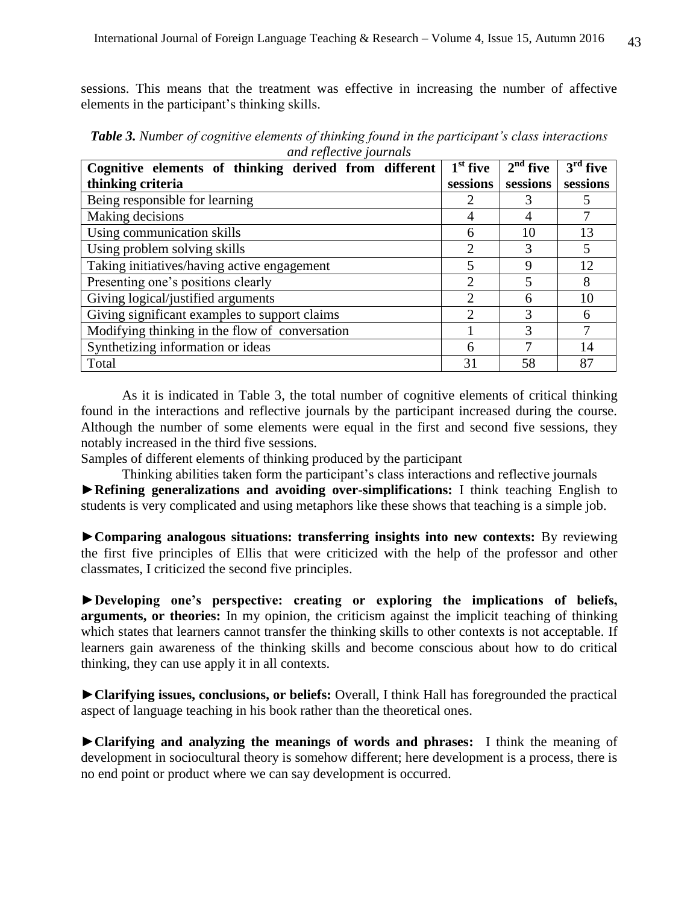sessions. This means that the treatment was effective in increasing the number of affective elements in the participant's thinking skills.

***Table 3.*** *Number of cognitive elements of thinking found in the participant's class interactions and reflective journals*

| Cognitive elements of thinking derived from different thinking criteria | 1st five sessions | 2nd five sessions | 3rd five sessions |
|---|---|---|---|
| Being responsible for learning | 2 | 3 | 5 |
| Making decisions | 4 | 4 | 7 |
| Using communication skills | 6 | 10 | 13 |
| Using problem solving skills | 2 | 3 | 5 |
| Taking initiatives/having active engagement | 5 | 9 | 12 |
| Presenting one's positions clearly | 2 | 5 | 8 |
| Giving logical/justified arguments | 2 | 6 | 10 |
| Giving significant examples to support claims | 2 | 3 | 6 |
| Modifying thinking in the flow of conversation | 1 | 3 | 7 |
| Synthetizing information or ideas | 6 | 7 | 14 |
| Total | 31 | 58 | 87 |

As it is indicated in Table 3, the total number of cognitive elements of critical thinking found in the interactions and reflective journals by the participant increased during the course. Although the number of some elements were equal in the first and second five sessions, they notably increased in the third five sessions.

Samples of different elements of thinking produced by the participant

Thinking abilities taken form the participant's class interactions and reflective journals

►**Refining generalizations and avoiding over-simplifications:** I think teaching English to students is very complicated and using metaphors like these shows that teaching is a simple job.

►**Comparing analogous situations: transferring insights into new contexts:** By reviewing the first five principles of Ellis that were criticized with the help of the professor and other classmates, I criticized the second five principles.

►**Developing one's perspective: creating or exploring the implications of beliefs, arguments, or theories:** In my opinion, the criticism against the implicit teaching of thinking which states that learners cannot transfer the thinking skills to other contexts is not acceptable. If learners gain awareness of the thinking skills and become conscious about how to do critical thinking, they can use apply it in all contexts.

►**Clarifying issues, conclusions, or beliefs:** Overall, I think Hall has foregrounded the practical aspect of language teaching in his book rather than the theoretical ones.

►**Clarifying and analyzing the meanings of words and phrases:** I think the meaning of development in sociocultural theory is somehow different; here development is a process, there is no end point or product where we can say development is occurred.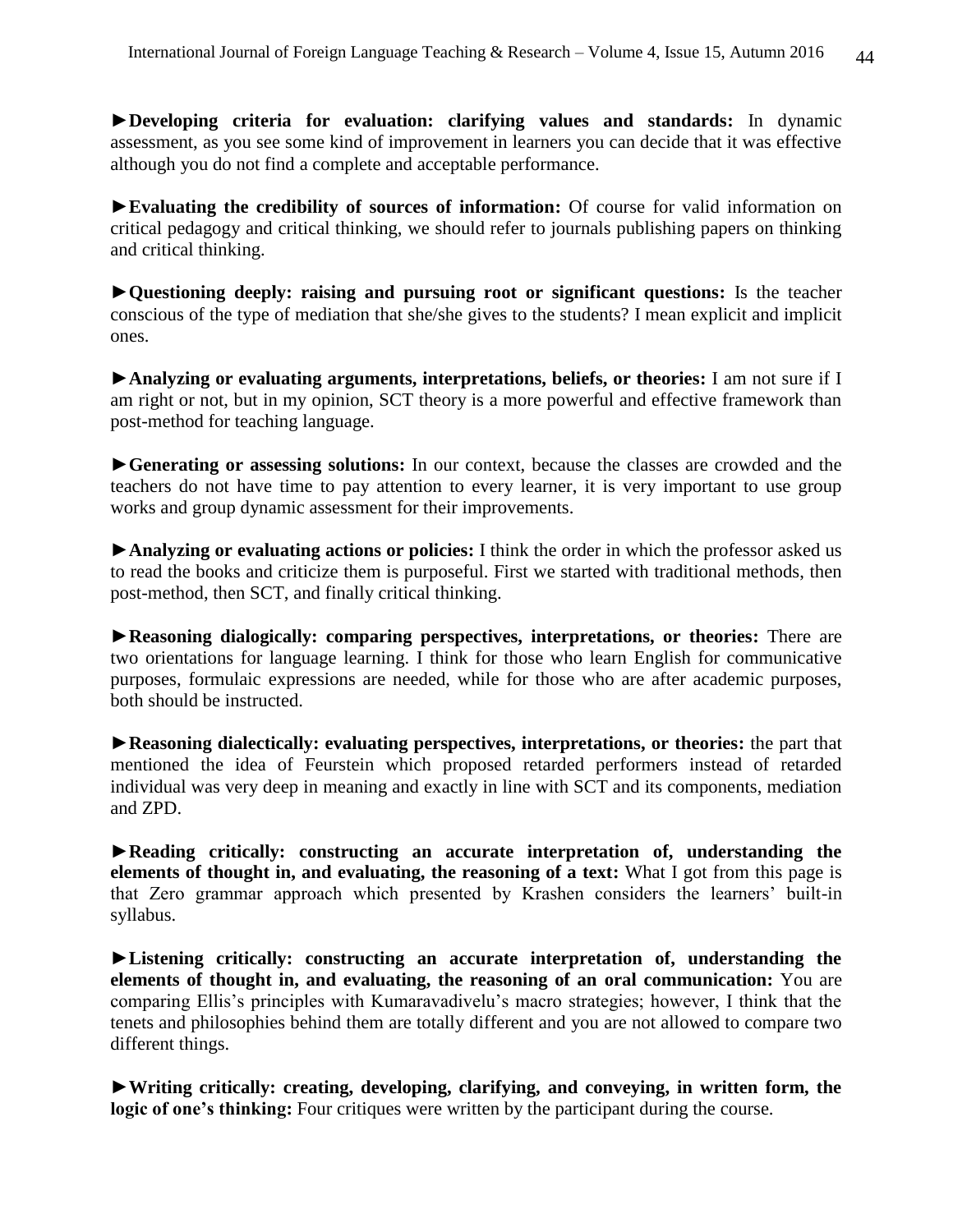►**Developing criteria for evaluation: clarifying values and standards:** In dynamic assessment, as you see some kind of improvement in learners you can decide that it was effective although you do not find a complete and acceptable performance.

►**Evaluating the credibility of sources of information:** Of course for valid information on critical pedagogy and critical thinking, we should refer to journals publishing papers on thinking and critical thinking.

►**Questioning deeply: raising and pursuing root or significant questions:** Is the teacher conscious of the type of mediation that she/she gives to the students? I mean explicit and implicit ones.

►**Analyzing or evaluating arguments, interpretations, beliefs, or theories:** I am not sure if I am right or not, but in my opinion, SCT theory is a more powerful and effective framework than post-method for teaching language.

►**Generating or assessing solutions:** In our context, because the classes are crowded and the teachers do not have time to pay attention to every learner, it is very important to use group works and group dynamic assessment for their improvements.

►**Analyzing or evaluating actions or policies:** I think the order in which the professor asked us to read the books and criticize them is purposeful. First we started with traditional methods, then post-method, then SCT, and finally critical thinking.

►**Reasoning dialogically: comparing perspectives, interpretations, or theories:** There are two orientations for language learning. I think for those who learn English for communicative purposes, formulaic expressions are needed, while for those who are after academic purposes, both should be instructed.

►**Reasoning dialectically: evaluating perspectives, interpretations, or theories:** the part that mentioned the idea of Feurstein which proposed retarded performers instead of retarded individual was very deep in meaning and exactly in line with SCT and its components, mediation and ZPD.

►**Reading critically: constructing an accurate interpretation of, understanding the elements of thought in, and evaluating, the reasoning of a text:** What I got from this page is that Zero grammar approach which presented by Krashen considers the learners' built-in syllabus.

►**Listening critically: constructing an accurate interpretation of, understanding the elements of thought in, and evaluating, the reasoning of an oral communication:** You are comparing Ellis's principles with Kumaravadivelu's macro strategies; however, I think that the tenets and philosophies behind them are totally different and you are not allowed to compare two different things.

►**Writing critically: creating, developing, clarifying, and conveying, in written form, the logic of one's thinking:** Four critiques were written by the participant during the course.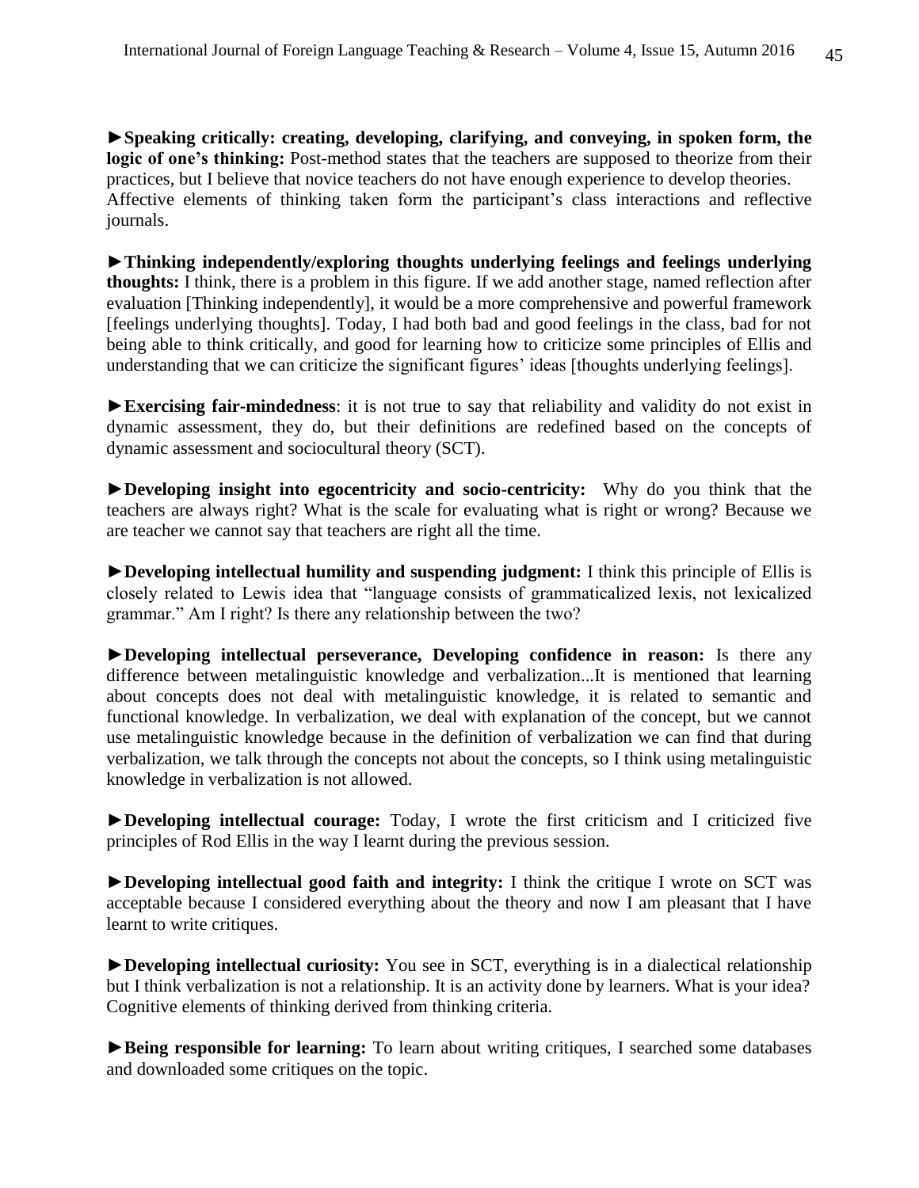►**Speaking critically: creating, developing, clarifying, and conveying, in spoken form, the logic of one's thinking:** Post-method states that the teachers are supposed to theorize from their practices, but I believe that novice teachers do not have enough experience to develop theories.
Affective elements of thinking taken form the participant's class interactions and reflective journals.

►**Thinking independently/exploring thoughts underlying feelings and feelings underlying thoughts:** I think, there is a problem in this figure. If we add another stage, named reflection after evaluation [Thinking independently], it would be a more comprehensive and powerful framework [feelings underlying thoughts]. Today, I had both bad and good feelings in the class, bad for not being able to think critically, and good for learning how to criticize some principles of Ellis and understanding that we can criticize the significant figures' ideas [thoughts underlying feelings].

►**Exercising fair-mindedness**: it is not true to say that reliability and validity do not exist in dynamic assessment, they do, but their definitions are redefined based on the concepts of dynamic assessment and sociocultural theory (SCT).

►**Developing insight into egocentricity and socio-centricity:** Why do you think that the teachers are always right? What is the scale for evaluating what is right or wrong? Because we are teacher we cannot say that teachers are right all the time.

►**Developing intellectual humility and suspending judgment:** I think this principle of Ellis is closely related to Lewis idea that "language consists of grammaticalized lexis, not lexicalized grammar." Am I right? Is there any relationship between the two?

►**Developing intellectual perseverance, Developing confidence in reason:** Is there any difference between metalinguistic knowledge and verbalization...It is mentioned that learning about concepts does not deal with metalinguistic knowledge, it is related to semantic and functional knowledge. In verbalization, we deal with explanation of the concept, but we cannot use metalinguistic knowledge because in the definition of verbalization we can find that during verbalization, we talk through the concepts not about the concepts, so I think using metalinguistic knowledge in verbalization is not allowed.

►**Developing intellectual courage:** Today, I wrote the first criticism and I criticized five principles of Rod Ellis in the way I learnt during the previous session.

►**Developing intellectual good faith and integrity:** I think the critique I wrote on SCT was acceptable because I considered everything about the theory and now I am pleasant that I have learnt to write critiques.

►**Developing intellectual curiosity:** You see in SCT, everything is in a dialectical relationship but I think verbalization is not a relationship. It is an activity done by learners. What is your idea?
Cognitive elements of thinking derived from thinking criteria.

►**Being responsible for learning:** To learn about writing critiques, I searched some databases and downloaded some critiques on the topic.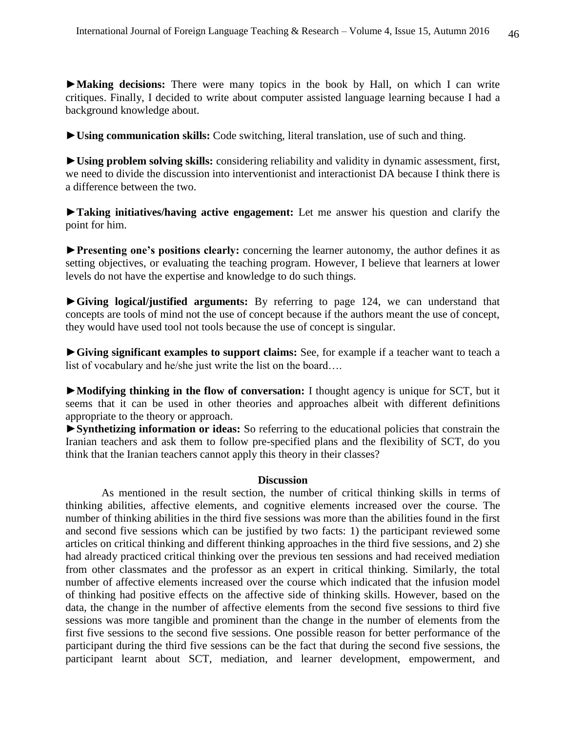►**Making decisions:** There were many topics in the book by Hall, on which I can write critiques. Finally, I decided to write about computer assisted language learning because I had a background knowledge about.

►**Using communication skills:** Code switching, literal translation, use of such and thing.

►**Using problem solving skills:** considering reliability and validity in dynamic assessment, first, we need to divide the discussion into interventionist and interactionist DA because I think there is a difference between the two.

►**Taking initiatives/having active engagement:** Let me answer his question and clarify the point for him.

►**Presenting one's positions clearly:** concerning the learner autonomy, the author defines it as setting objectives, or evaluating the teaching program. However, I believe that learners at lower levels do not have the expertise and knowledge to do such things.

►**Giving logical/justified arguments:** By referring to page 124, we can understand that concepts are tools of mind not the use of concept because if the authors meant the use of concept, they would have used tool not tools because the use of concept is singular.

►**Giving significant examples to support claims:** See, for example if a teacher want to teach a list of vocabulary and he/she just write the list on the board….

►**Modifying thinking in the flow of conversation:** I thought agency is unique for SCT, but it seems that it can be used in other theories and approaches albeit with different definitions appropriate to the theory or approach.

►**Synthetizing information or ideas:** So referring to the educational policies that constrain the Iranian teachers and ask them to follow pre-specified plans and the flexibility of SCT, do you think that the Iranian teachers cannot apply this theory in their classes?

## Discussion

As mentioned in the result section, the number of critical thinking skills in terms of thinking abilities, affective elements, and cognitive elements increased over the course. The number of thinking abilities in the third five sessions was more than the abilities found in the first and second five sessions which can be justified by two facts: 1) the participant reviewed some articles on critical thinking and different thinking approaches in the third five sessions, and 2) she had already practiced critical thinking over the previous ten sessions and had received mediation from other classmates and the professor as an expert in critical thinking. Similarly, the total number of affective elements increased over the course which indicated that the infusion model of thinking had positive effects on the affective side of thinking skills. However, based on the data, the change in the number of affective elements from the second five sessions to third five sessions was more tangible and prominent than the change in the number of elements from the first five sessions to the second five sessions. One possible reason for better performance of the participant during the third five sessions can be the fact that during the second five sessions, the participant learnt about SCT, mediation, and learner development, empowerment, and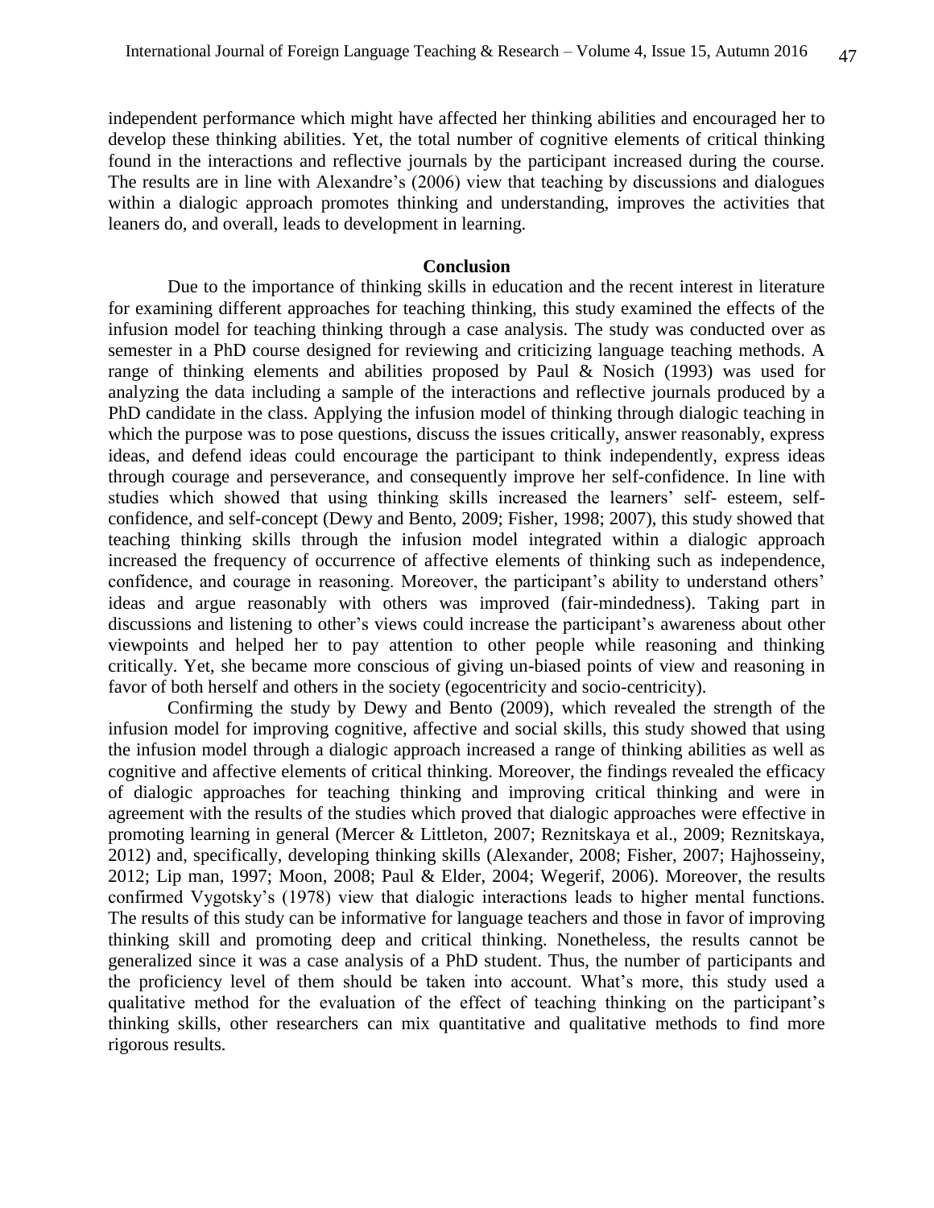independent performance which might have affected her thinking abilities and encouraged her to develop these thinking abilities. Yet, the total number of cognitive elements of critical thinking found in the interactions and reflective journals by the participant increased during the course. The results are in line with Alexandre's (2006) view that teaching by discussions and dialogues within a dialogic approach promotes thinking and understanding, improves the activities that leaners do, and overall, leads to development in learning.

## Conclusion

Due to the importance of thinking skills in education and the recent interest in literature for examining different approaches for teaching thinking, this study examined the effects of the infusion model for teaching thinking through a case analysis. The study was conducted over as semester in a PhD course designed for reviewing and criticizing language teaching methods. A range of thinking elements and abilities proposed by Paul & Nosich (1993) was used for analyzing the data including a sample of the interactions and reflective journals produced by a PhD candidate in the class. Applying the infusion model of thinking through dialogic teaching in which the purpose was to pose questions, discuss the issues critically, answer reasonably, express ideas, and defend ideas could encourage the participant to think independently, express ideas through courage and perseverance, and consequently improve her self-confidence. In line with studies which showed that using thinking skills increased the learners' self- esteem, self-confidence, and self-concept (Dewy and Bento, 2009; Fisher, 1998; 2007), this study showed that teaching thinking skills through the infusion model integrated within a dialogic approach increased the frequency of occurrence of affective elements of thinking such as independence, confidence, and courage in reasoning. Moreover, the participant's ability to understand others' ideas and argue reasonably with others was improved (fair-mindedness). Taking part in discussions and listening to other's views could increase the participant's awareness about other viewpoints and helped her to pay attention to other people while reasoning and thinking critically. Yet, she became more conscious of giving un-biased points of view and reasoning in favor of both herself and others in the society (egocentricity and socio-centricity).

Confirming the study by Dewy and Bento (2009), which revealed the strength of the infusion model for improving cognitive, affective and social skills, this study showed that using the infusion model through a dialogic approach increased a range of thinking abilities as well as cognitive and affective elements of critical thinking. Moreover, the findings revealed the efficacy of dialogic approaches for teaching thinking and improving critical thinking and were in agreement with the results of the studies which proved that dialogic approaches were effective in promoting learning in general (Mercer & Littleton, 2007; Reznitskaya et al., 2009; Reznitskaya, 2012) and, specifically, developing thinking skills (Alexander, 2008; Fisher, 2007; Hajhosseiny, 2012; Lip man, 1997; Moon, 2008; Paul & Elder, 2004; Wegerif, 2006). Moreover, the results confirmed Vygotsky's (1978) view that dialogic interactions leads to higher mental functions. The results of this study can be informative for language teachers and those in favor of improving thinking skill and promoting deep and critical thinking. Nonetheless, the results cannot be generalized since it was a case analysis of a PhD student. Thus, the number of participants and the proficiency level of them should be taken into account. What's more, this study used a qualitative method for the evaluation of the effect of teaching thinking on the participant's thinking skills, other researchers can mix quantitative and qualitative methods to find more rigorous results.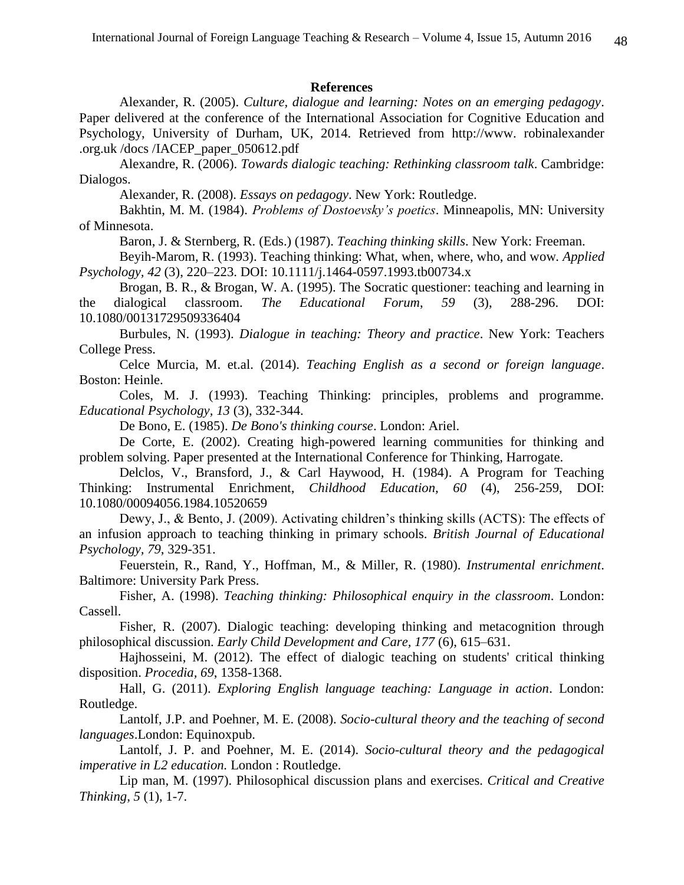## References

Alexander, R. (2005). *Culture, dialogue and learning: Notes on an emerging pedagogy*. Paper delivered at the conference of the International Association for Cognitive Education and Psychology, University of Durham, UK, 2014. Retrieved from http://www. robinalexander .org.uk /docs /IACEP_paper_050612.pdf

Alexandre, R. (2006). *Towards dialogic teaching: Rethinking classroom talk*. Cambridge: Dialogos.

Alexander, R. (2008). *Essays on pedagogy*. New York: Routledge.

Bakhtin, M. M. (1984). *Problems of Dostoevsky's poetics*. Minneapolis, MN: University of Minnesota.

Baron, J. & Sternberg, R. (Eds.) (1987). *Teaching thinking skills*. New York: Freeman.

Beyih-Marom, R. (1993). Teaching thinking: What, when, where, who, and wow. *Applied Psychology, 42* (3), 220–223. DOI: 10.1111/j.1464-0597.1993.tb00734.x

Brogan, B. R., & Brogan, W. A. (1995). The Socratic questioner: teaching and learning in the dialogical classroom. *The Educational Forum, 59* (3), 288-296. DOI: 10.1080/00131729509336404

Burbules, N. (1993). *Dialogue in teaching: Theory and practice*. New York: Teachers College Press.

Celce Murcia, M. et.al. (2014). *Teaching English as a second or foreign language*. Boston: Heinle.

Coles, M. J. (1993). Teaching Thinking: principles, problems and programme. *Educational Psychology, 13* (3), 332-344.

De Bono, E. (1985). *De Bono's thinking course*. London: Ariel.

De Corte, E. (2002). Creating high-powered learning communities for thinking and problem solving. Paper presented at the International Conference for Thinking, Harrogate.

Delclos, V., Bransford, J., & Carl Haywood, H. (1984). A Program for Teaching Thinking: Instrumental Enrichment, *Childhood Education, 60* (4), 256-259, DOI: 10.1080/00094056.1984.10520659

Dewy, J., & Bento, J. (2009). Activating children's thinking skills (ACTS): The effects of an infusion approach to teaching thinking in primary schools. *British Journal of Educational Psychology, 79*, 329-351.

Feuerstein, R., Rand, Y., Hoffman, M., & Miller, R. (1980). *Instrumental enrichment*. Baltimore: University Park Press.

Fisher, A. (1998). *Teaching thinking: Philosophical enquiry in the classroom*. London: Cassell.

Fisher, R. (2007). Dialogic teaching: developing thinking and metacognition through philosophical discussion. *Early Child Development and Care, 177* (6), 615–631.

Hajhosseini, M. (2012). The effect of dialogic teaching on students' critical thinking disposition. *Procedia, 69*, 1358-1368.

Hall, G. (2011). *Exploring English language teaching: Language in action*. London: Routledge.

Lantolf, J.P. and Poehner, M. E. (2008). *Socio-cultural theory and the teaching of second languages*.London: Equinoxpub.

Lantolf, J. P. and Poehner, M. E. (2014). *Socio-cultural theory and the pedagogical imperative in L2 education.* London : Routledge.

Lip man, M. (1997). Philosophical discussion plans and exercises. *Critical and Creative Thinking, 5* (1), 1-7.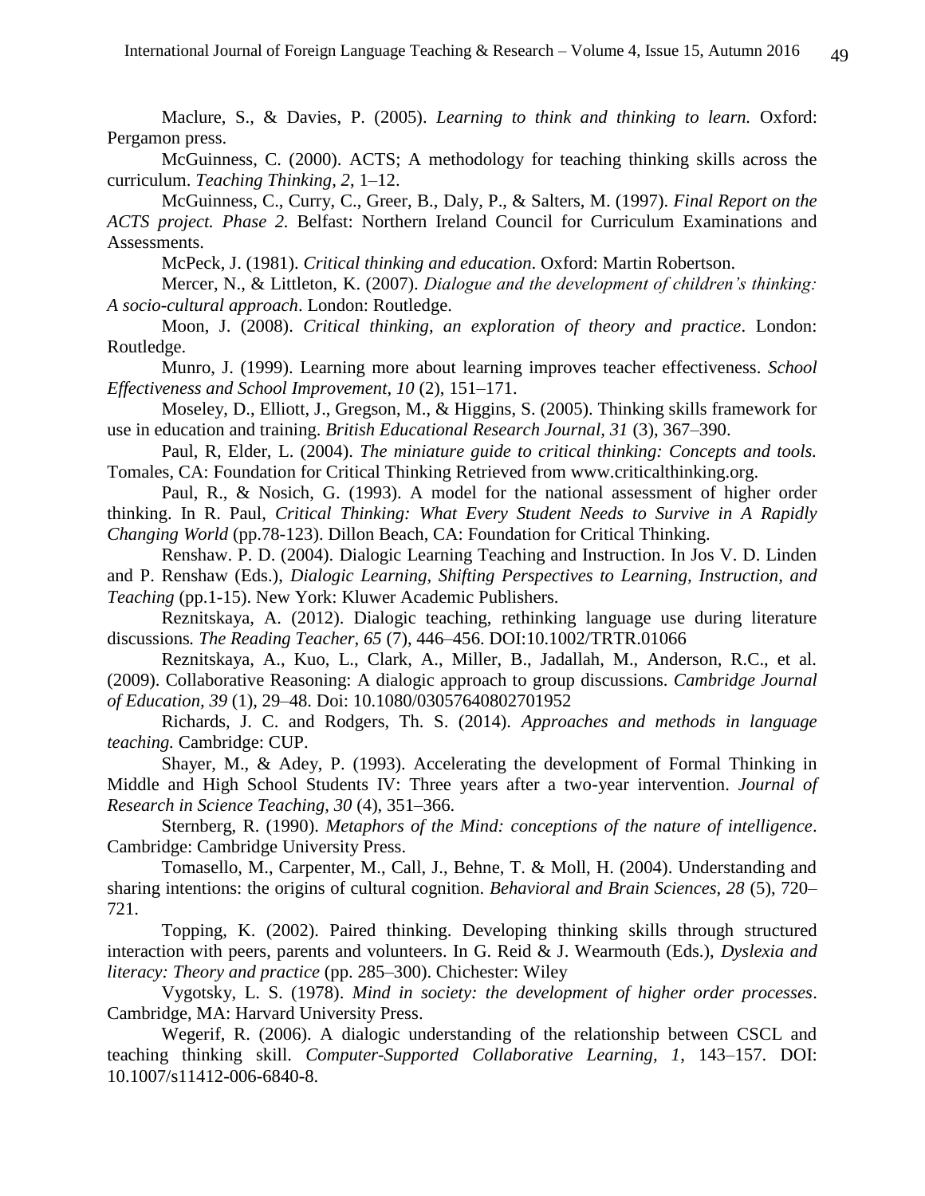Maclure, S., & Davies, P. (2005). *Learning to think and thinking to learn.* Oxford: Pergamon press.

McGuinness, C. (2000). ACTS; A methodology for teaching thinking skills across the curriculum. *Teaching Thinking, 2*, 1–12.

McGuinness, C., Curry, C., Greer, B., Daly, P., & Salters, M. (1997). *Final Report on the ACTS project. Phase 2.* Belfast: Northern Ireland Council for Curriculum Examinations and Assessments.

McPeck, J. (1981). *Critical thinking and education*. Oxford: Martin Robertson.

Mercer, N., & Littleton, K. (2007). *Dialogue and the development of children's thinking: A socio-cultural approach*. London: Routledge.

Moon, J. (2008). *Critical thinking, an exploration of theory and practice*. London: Routledge.

Munro, J. (1999). Learning more about learning improves teacher effectiveness. *School Effectiveness and School Improvement, 10* (2), 151–171.

Moseley, D., Elliott, J., Gregson, M., & Higgins, S. (2005). Thinking skills framework for use in education and training. *British Educational Research Journal, 31* (3), 367–390.

Paul, R, Elder, L. (2004). *The miniature guide to critical thinking: Concepts and tools.* Tomales, CA: Foundation for Critical Thinking Retrieved from www.criticalthinking.org.

Paul, R., & Nosich, G. (1993). A model for the national assessment of higher order thinking. In R. Paul, *Critical Thinking: What Every Student Needs to Survive in A Rapidly Changing World* (pp.78-123). Dillon Beach, CA: Foundation for Critical Thinking.

Renshaw. P. D. (2004). Dialogic Learning Teaching and Instruction. In Jos V. D. Linden and P. Renshaw (Eds.), *Dialogic Learning, Shifting Perspectives to Learning, Instruction, and Teaching* (pp.1-15). New York: Kluwer Academic Publishers.

Reznitskaya, A. (2012). Dialogic teaching, rethinking language use during literature discussions*. The Reading Teacher, 65* (7), 446–456. DOI:10.1002/TRTR.01066

Reznitskaya, A., Kuo, L., Clark, A., Miller, B., Jadallah, M., Anderson, R.C., et al. (2009). Collaborative Reasoning: A dialogic approach to group discussions. *Cambridge Journal of Education, 39* (1), 29–48. Doi: 10.1080/03057640802701952

Richards, J. C. and Rodgers, Th. S. (2014). *Approaches and methods in language teaching.* Cambridge: CUP.

Shayer, M., & Adey, P. (1993). Accelerating the development of Formal Thinking in Middle and High School Students IV: Three years after a two-year intervention. *Journal of Research in Science Teaching, 30* (4), 351–366.

Sternberg, R. (1990). *Metaphors of the Mind: conceptions of the nature of intelligence*. Cambridge: Cambridge University Press.

Tomasello, M., Carpenter, M., Call, J., Behne, T. & Moll, H. (2004). Understanding and sharing intentions: the origins of cultural cognition. *Behavioral and Brain Sciences, 28* (5), 720–721.

Topping, K. (2002). Paired thinking. Developing thinking skills through structured interaction with peers, parents and volunteers. In G. Reid & J. Wearmouth (Eds.), *Dyslexia and literacy: Theory and practice* (pp. 285–300). Chichester: Wiley

Vygotsky, L. S. (1978). *Mind in society: the development of higher order processes*. Cambridge, MA: Harvard University Press.

Wegerif, R. (2006). A dialogic understanding of the relationship between CSCL and teaching thinking skill. *Computer-Supported Collaborative Learning, 1*, 143–157. DOI: 10.1007/s11412-006-6840-8.